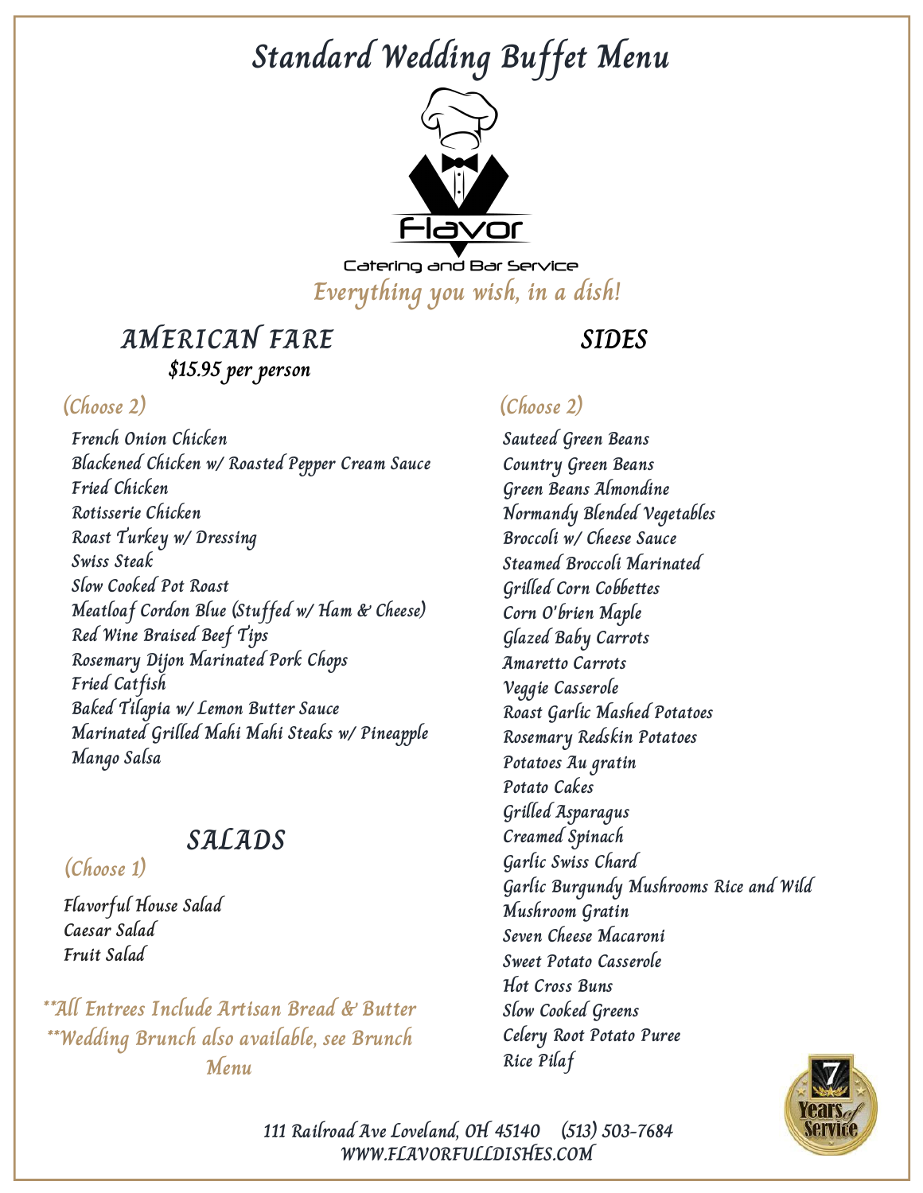# Standard Wedding Buffet Menu

Flavor

Catering and Bar Service

*Everything you wish, in a dish!*

## AMERICAN FARE

**$15.95 per person**

(Choose 2)

- French Onion Chicken
- Blackened Chicken w/ Roasted Pepper Cream Sauce
- Fried Chicken
- Rotisserie Chicken
- Roast Turkey w/ Dressing
- Swiss Steak
- Slow Cooked Pot Roast
- Meatloaf Cordon Blue (Stuffed w/ Ham & Cheese)
- Red Wine Braised Beef Tips
- Rosemary Dijon Marinated Pork Chops
- Fried Catfish
- Baked Tilapia w/ Lemon Butter Sauce
- Marinated Grilled Mahi Mahi Steaks w/ Pineapple Mango Salsa

## SALADS

(Choose 1)

- Flavorful House Salad
- Caesar Salad
- Fruit Salad

\*\*All Entrees Include Artisan Bread & Butter

\*\*Wedding Brunch also available, see Brunch Menu

## SIDES

(Choose 2)

- Sauteed Green Beans
- Country Green Beans
- Green Beans Almondine
- Normandy Blended Vegetables
- Broccoli w/ Cheese Sauce
- Steamed Broccoli Marinated
- Grilled Corn Cobbettes
- Corn O'brien Maple
- Glazed Baby Carrots
- Amaretto Carrots
- Veggie Casserole
- Roast Garlic Mashed Potatoes
- Rosemary Redskin Potatoes
- Potatoes Au gratin
- Potato Cakes
- Grilled Asparagus
- Creamed Spinach
- Garlic Swiss Chard
- Garlic Burgundy Mushrooms Rice and Wild
- Mushroom Gratin
- Seven Cheese Macaroni
- Sweet Potato Casserole
- Hot Cross Buns
- Slow Cooked Greens
- Celery Root Potato Puree
- Rice Pilaf

7 Years of Service

111 Railroad Ave Loveland, OH 45140 (513) 503-7684
WWW.FLAVORFULLDISHES.COM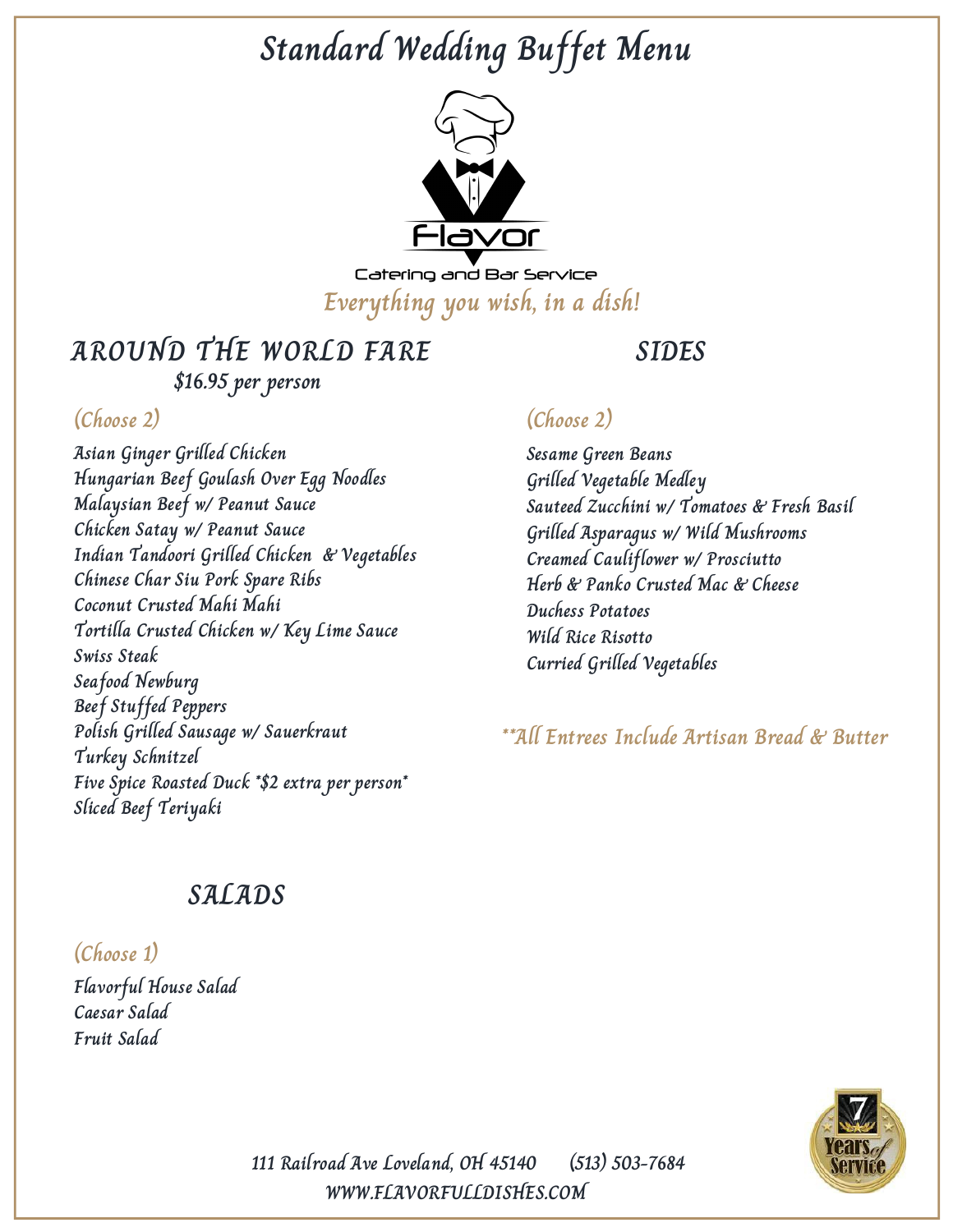# Standard Wedding Buffet Menu

Flavor

Catering and Bar Service

*Everything you wish, in a dish!*

## AROUND THE WORLD FARE

**$16.95 per person**

*(Choose 2)*

- Asian Ginger Grilled Chicken
- Hungarian Beef Goulash Over Egg Noodles
- Malaysian Beef w/ Peanut Sauce
- Chicken Satay w/ Peanut Sauce
- Indian Tandoori Grilled Chicken & Vegetables
- Chinese Char Siu Pork Spare Ribs
- Coconut Crusted Mahi Mahi
- Tortilla Crusted Chicken w/ Key Lime Sauce
- Swiss Steak
- Seafood Newburg
- Beef Stuffed Peppers
- Polish Grilled Sausage w/ Sauerkraut
- Turkey Schnitzel
- Five Spice Roasted Duck *$2 extra per person*
- Sliced Beef Teriyaki

## SIDES

*(Choose 2)*

- Sesame Green Beans
- Grilled Vegetable Medley
- Sauteed Zucchini w/ Tomatoes & Fresh Basil
- Grilled Asparagus w/ Wild Mushrooms
- Creamed Cauliflower w/ Prosciutto
- Herb & Panko Crusted Mac & Cheese
- Duchess Potatoes
- Wild Rice Risotto
- Curried Grilled Vegetables

*\*\*All Entrees Include Artisan Bread & Butter*

## SALADS

*(Choose 1)*

- Flavorful House Salad
- Caesar Salad
- Fruit Salad

7 Years of Service

111 Railroad Ave Loveland, OH 45140 (513) 503-7684

WWW.FLAVORFULLDISHES.COM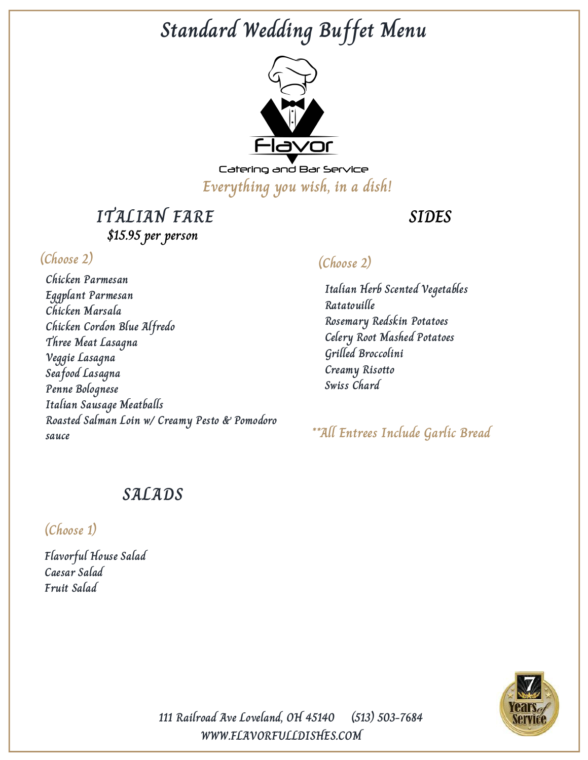# Standard Wedding Buffet Menu

Flavor

Catering and Bar Service

*Everything you wish, in a dish!*

## ITALIAN FARE

**$15.95 per person**

*(Choose 2)*

- Chicken Parmesan
- Eggplant Parmesan
- Chicken Marsala
- Chicken Cordon Blue Alfredo
- Three Meat Lasagna
- Veggie Lasagna
- Seafood Lasagna
- Penne Bolognese
- Italian Sausage Meatballs
- Roasted Salman Loin w/ Creamy Pesto & Pomodoro sauce

## SIDES

*(Choose 2)*

- Italian Herb Scented Vegetables
- Ratatouille
- Rosemary Redskin Potatoes
- Celery Root Mashed Potatoes
- Grilled Broccolini
- Creamy Risotto
- Swiss Chard

**All Entrees Include Garlic Bread

## SALADS

*(Choose 1)*

- Flavorful House Salad
- Caesar Salad
- Fruit Salad

7 Years of Service

111 Railroad Ave Loveland, OH 45140 (513) 503-7684

WWW.FLAVORFULLDISHES.COM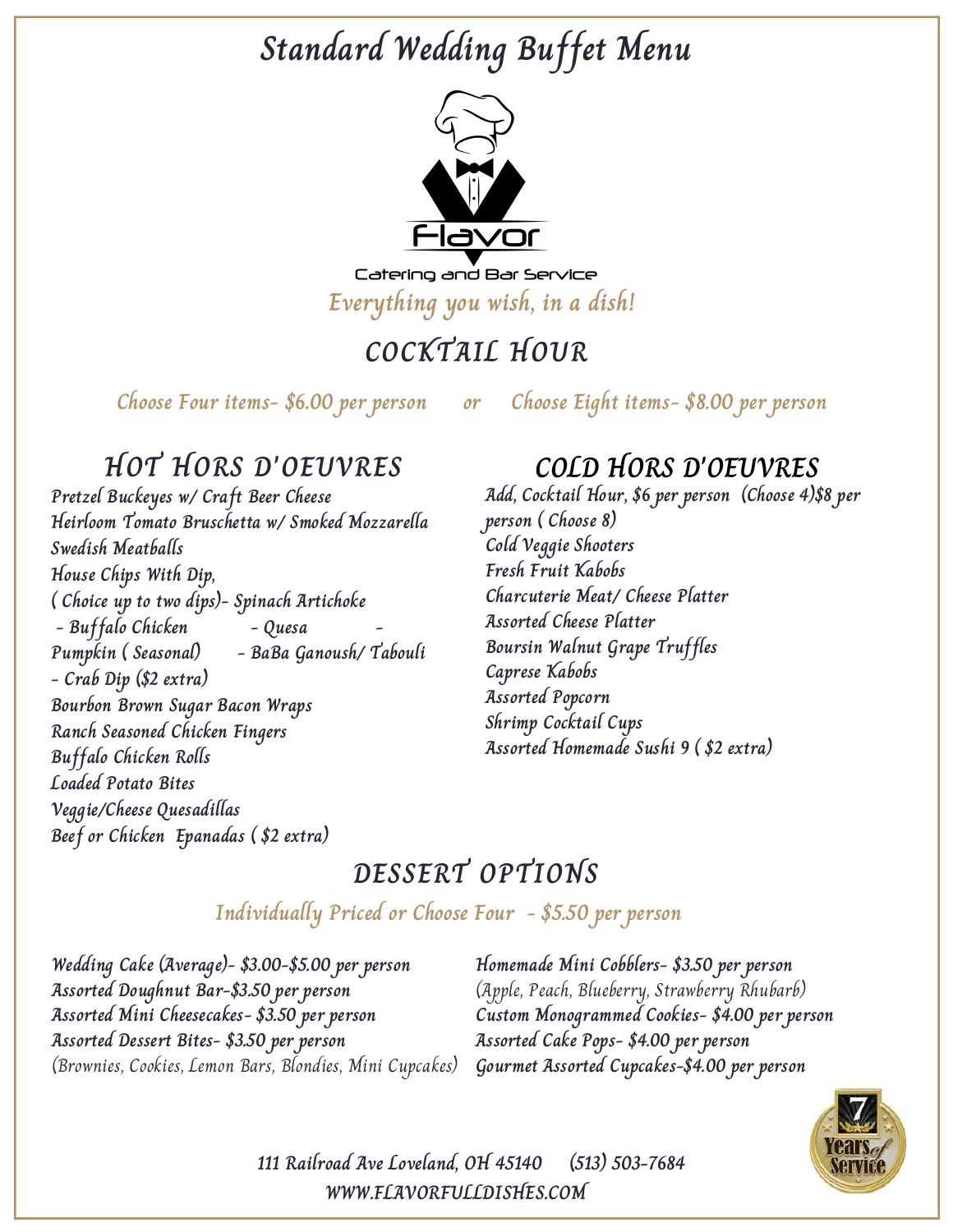# Standard Wedding Buffet Menu

Flavor

Catering and Bar Service

*Everything you wish, in a dish!*

## COCKTAIL HOUR

*Choose Four items- $6.00 per person or Choose Eight items- $8.00 per person*

### HOT HORS D'OEUVRES

*Pretzel Buckeyes w/ Craft Beer Cheese*
*Heirloom Tomato Bruschetta w/ Smoked Mozzarella*
*Swedish Meatballs*
*House Chips With Dip,*
*( Choice up to two dips)- Spinach Artichoke*
*- Buffalo Chicken - Quesa - Pumpkin ( Seasonal) - BaBa Ganoush/ Tabouli*
*- Crab Dip ($2 extra)*
*Bourbon Brown Sugar Bacon Wraps*
*Ranch Seasoned Chicken Fingers*
*Buffalo Chicken Rolls*
*Loaded Potato Bites*
*Veggie/Cheese Quesadillas*
*Beef or Chicken Epanadas ( $2 extra)*

### COLD HORS D'OEUVRES

*Add, Cocktail Hour, $6 per person (Choose 4)$8 per person ( Choose 8)*
*Cold Veggie Shooters*
*Fresh Fruit Kabobs*
*Charcuterie Meat/ Cheese Platter*
*Assorted Cheese Platter*
*Boursin Walnut Grape Truffles*
*Caprese Kabobs*
*Assorted Popcorn*
*Shrimp Cocktail Cups*
*Assorted Homemade Sushi 9 ( $2 extra)*

## DESSERT OPTIONS

*Individually Priced or Choose Four - $5.50 per person*

*Wedding Cake (Average)- $3.00-$5.00 per person*
*Assorted Doughnut Bar-$3.50 per person*
*Assorted Mini Cheesecakes- $3.50 per person*
*Assorted Dessert Bites- $3.50 per person*
*(Brownies, Cookies, Lemon Bars, Blondies, Mini Cupcakes)*
*Homemade Mini Cobblers- $3.50 per person*
*(Apple, Peach, Blueberry, Strawberry Rhubarb)*
*Custom Monogrammed Cookies- $4.00 per person*
*Assorted Cake Pops- $4.00 per person*
*Gourmet Assorted Cupcakes-$4.00 per person*

7 Years of Service

*111 Railroad Ave Loveland, OH 45140 (513) 503-7684*
*WWW.FLAVORFULLDISHES.COM*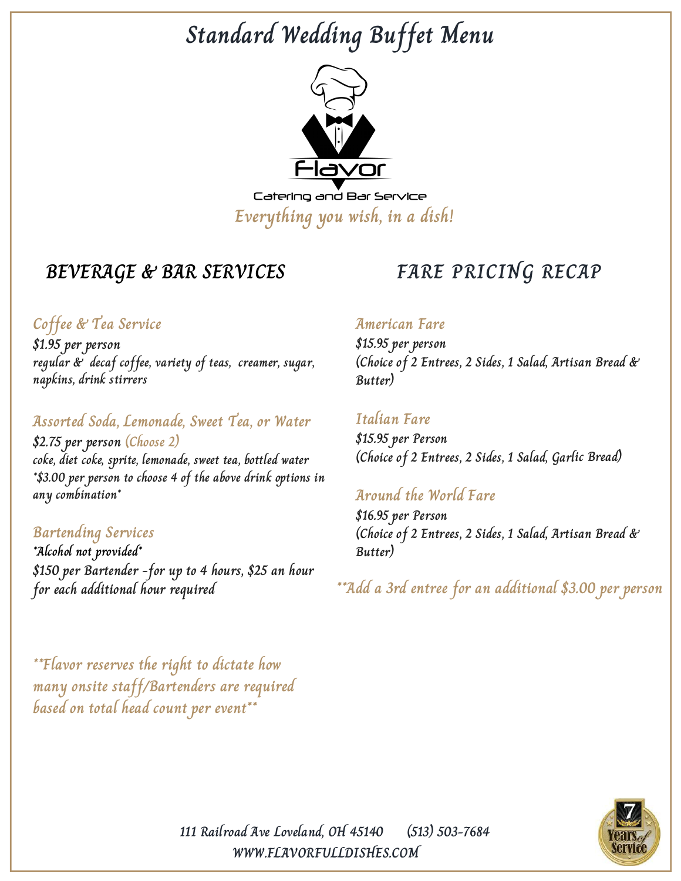# Standard Wedding Buffet Menu

Flavor

Catering and Bar Service

*Everything you wish, in a dish!*

## BEVERAGE & BAR SERVICES

### Coffee & Tea Service

**$1.95 per person**

regular & decaf coffee, variety of teas, creamer, sugar, napkins, drink stirrers

### Assorted Soda, Lemonade, Sweet Tea, or Water

**$2.75 per person** (Choose 2)

coke, diet coke, sprite, lemonade, sweet tea, bottled water

*$3.00 per person to choose 4 of the above drink options in any combination*

### Bartending Services

*Alcohol not provided*

$150 per Bartender -for up to 4 hours, $25 an hour for each additional hour required

**Flavor reserves the right to dictate how many onsite staff/Bartenders are required based on total head count per event**

## FARE PRICING RECAP

### American Fare

**$15.95 per person**

(Choice of 2 Entrees, 2 Sides, 1 Salad, Artisan Bread & Butter)

### Italian Fare

**$15.95 per Person**

(Choice of 2 Entrees, 2 Sides, 1 Salad, Garlic Bread)

### Around the World Fare

**$16.95 per Person**

(Choice of 2 Entrees, 2 Sides, 1 Salad, Artisan Bread & Butter)

**Add a 3rd entree for an additional $3.00 per person

111 Railroad Ave Loveland, OH 45140 (513) 503-7684

WWW.FLAVORFULLDISHES.COM

7 Years of Service